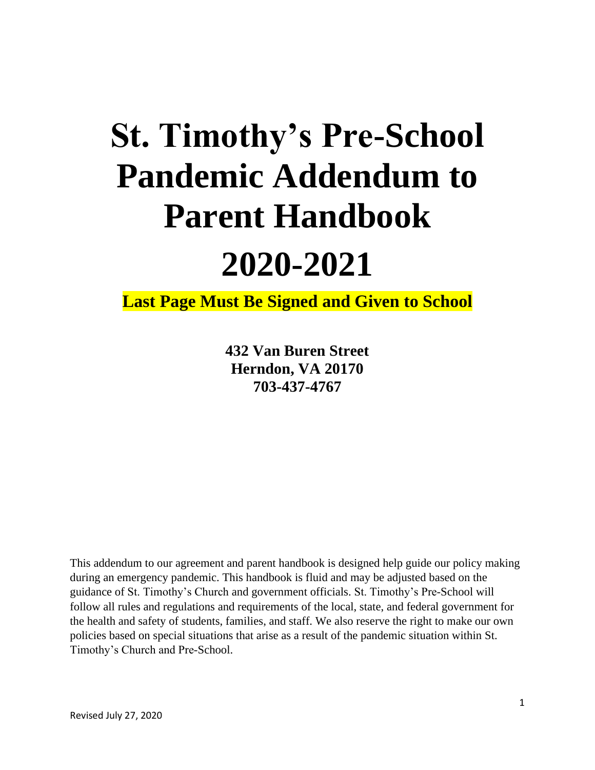# St. Timothy's Pre-School Pandemic Addendum to Parent Handbook

# 2020-2021

**Last Page Must Be Signed and Given to School**

**432 Van Buren Street**
**Herndon, VA 20170**
**703-437-4767**

This addendum to our agreement and parent handbook is designed help guide our policy making during an emergency pandemic. This handbook is fluid and may be adjusted based on the guidance of St. Timothy's Church and government officials. St. Timothy's Pre-School will follow all rules and regulations and requirements of the local, state, and federal government for the health and safety of students, families, and staff. We also reserve the right to make our own policies based on special situations that arise as a result of the pandemic situation within St. Timothy's Church and Pre-School.

Revised July 27, 2020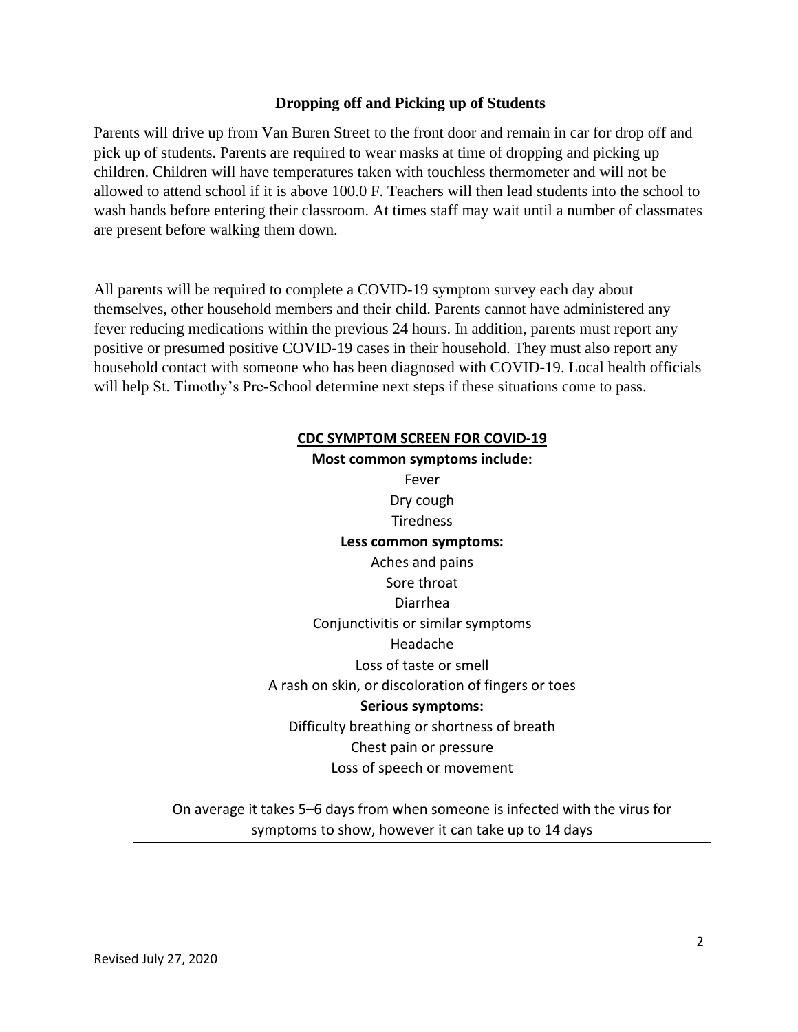## Dropping off and Picking up of Students

Parents will drive up from Van Buren Street to the front door and remain in car for drop off and pick up of students. Parents are required to wear masks at time of dropping and picking up children. Children will have temperatures taken with touchless thermometer and will not be allowed to attend school if it is above 100.0 F. Teachers will then lead students into the school to wash hands before entering their classroom. At times staff may wait until a number of classmates are present before walking them down.

All parents will be required to complete a COVID-19 symptom survey each day about themselves, other household members and their child. Parents cannot have administered any fever reducing medications within the previous 24 hours. In addition, parents must report any positive or presumed positive COVID-19 cases in their household. They must also report any household contact with someone who has been diagnosed with COVID-19. Local health officials will help St. Timothy's Pre-School determine next steps if these situations come to pass.

**CDC SYMPTOM SCREEN FOR COVID-19**

**Most common symptoms include:**

Fever
Dry cough
Tiredness

**Less common symptoms:**

Aches and pains
Sore throat
Diarrhea
Conjunctivitis or similar symptoms
Headache
Loss of taste or smell
A rash on skin, or discoloration of fingers or toes

**Serious symptoms:**

Difficulty breathing or shortness of breath
Chest pain or pressure
Loss of speech or movement

On average it takes 5–6 days from when someone is infected with the virus for symptoms to show, however it can take up to 14 days

Revised July 27, 2020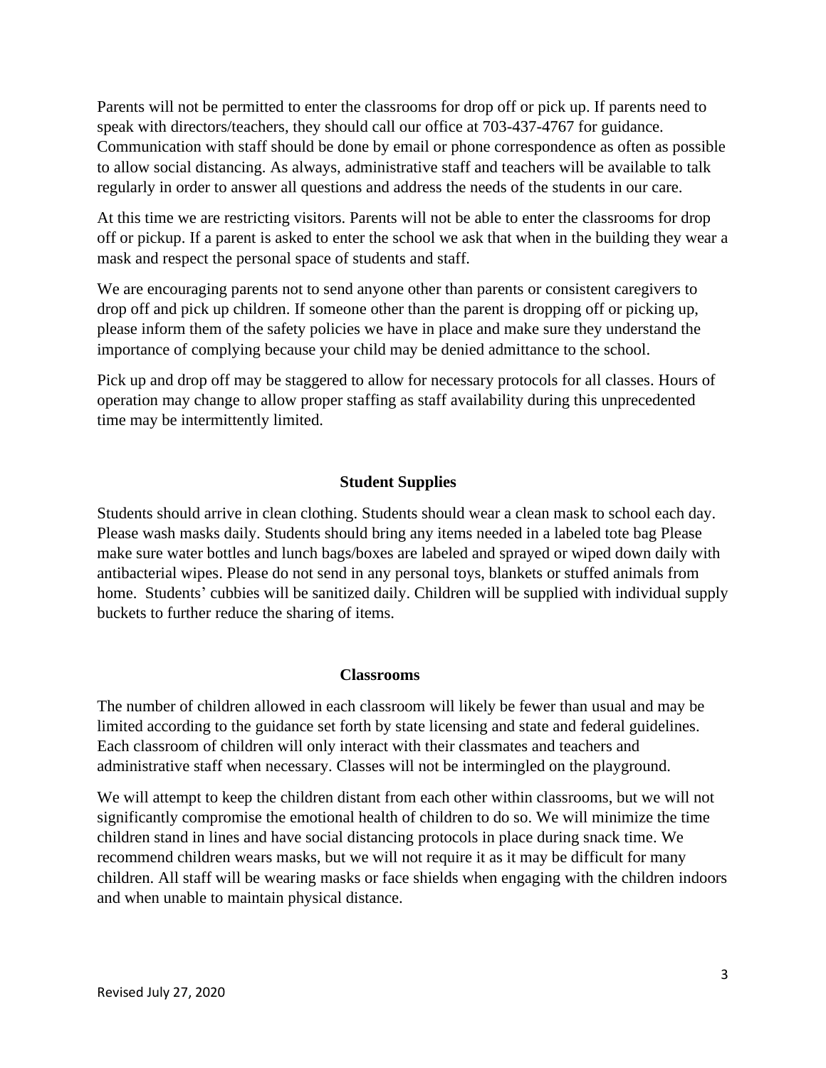Parents will not be permitted to enter the classrooms for drop off or pick up. If parents need to speak with directors/teachers, they should call our office at 703-437-4767 for guidance. Communication with staff should be done by email or phone correspondence as often as possible to allow social distancing. As always, administrative staff and teachers will be available to talk regularly in order to answer all questions and address the needs of the students in our care.

At this time we are restricting visitors. Parents will not be able to enter the classrooms for drop off or pickup. If a parent is asked to enter the school we ask that when in the building they wear a mask and respect the personal space of students and staff.

We are encouraging parents not to send anyone other than parents or consistent caregivers to drop off and pick up children. If someone other than the parent is dropping off or picking up, please inform them of the safety policies we have in place and make sure they understand the importance of complying because your child may be denied admittance to the school.

Pick up and drop off may be staggered to allow for necessary protocols for all classes. Hours of operation may change to allow proper staffing as staff availability during this unprecedented time may be intermittently limited.

## Student Supplies

Students should arrive in clean clothing. Students should wear a clean mask to school each day. Please wash masks daily. Students should bring any items needed in a labeled tote bag Please make sure water bottles and lunch bags/boxes are labeled and sprayed or wiped down daily with antibacterial wipes. Please do not send in any personal toys, blankets or stuffed animals from home. Students' cubbies will be sanitized daily. Children will be supplied with individual supply buckets to further reduce the sharing of items.

## Classrooms

The number of children allowed in each classroom will likely be fewer than usual and may be limited according to the guidance set forth by state licensing and state and federal guidelines. Each classroom of children will only interact with their classmates and teachers and administrative staff when necessary. Classes will not be intermingled on the playground.

We will attempt to keep the children distant from each other within classrooms, but we will not significantly compromise the emotional health of children to do so. We will minimize the time children stand in lines and have social distancing protocols in place during snack time. We recommend children wears masks, but we will not require it as it may be difficult for many children. All staff will be wearing masks or face shields when engaging with the children indoors and when unable to maintain physical distance.

Revised July 27, 2020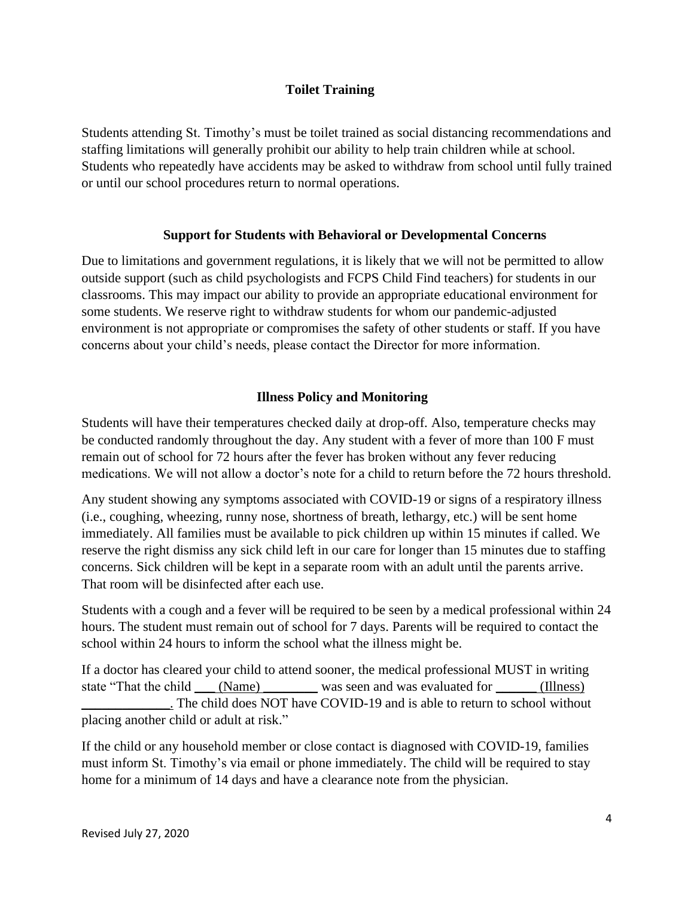## Toilet Training

Students attending St. Timothy's must be toilet trained as social distancing recommendations and staffing limitations will generally prohibit our ability to help train children while at school. Students who repeatedly have accidents may be asked to withdraw from school until fully trained or until our school procedures return to normal operations.

## Support for Students with Behavioral or Developmental Concerns

Due to limitations and government regulations, it is likely that we will not be permitted to allow outside support (such as child psychologists and FCPS Child Find teachers) for students in our classrooms. This may impact our ability to provide an appropriate educational environment for some students. We reserve right to withdraw students for whom our pandemic-adjusted environment is not appropriate or compromises the safety of other students or staff. If you have concerns about your child's needs, please contact the Director for more information.

## Illness Policy and Monitoring

Students will have their temperatures checked daily at drop-off. Also, temperature checks may be conducted randomly throughout the day. Any student with a fever of more than 100 F must remain out of school for 72 hours after the fever has broken without any fever reducing medications. We will not allow a doctor's note for a child to return before the 72 hours threshold.

Any student showing any symptoms associated with COVID-19 or signs of a respiratory illness (i.e., coughing, wheezing, runny nose, shortness of breath, lethargy, etc.) will be sent home immediately. All families must be available to pick children up within 15 minutes if called. We reserve the right dismiss any sick child left in our care for longer than 15 minutes due to staffing concerns. Sick children will be kept in a separate room with an adult until the parents arrive. That room will be disinfected after each use.

Students with a cough and a fever will be required to be seen by a medical professional within 24 hours. The student must remain out of school for 7 days. Parents will be required to contact the school within 24 hours to inform the school what the illness might be.

If a doctor has cleared your child to attend sooner, the medical professional MUST in writing state "That the child ___ (Name) ________ was seen and was evaluated for ______ (Illness) _____________. The child does NOT have COVID-19 and is able to return to school without placing another child or adult at risk."

If the child or any household member or close contact is diagnosed with COVID-19, families must inform St. Timothy's via email or phone immediately. The child will be required to stay home for a minimum of 14 days and have a clearance note from the physician.

Revised July 27, 2020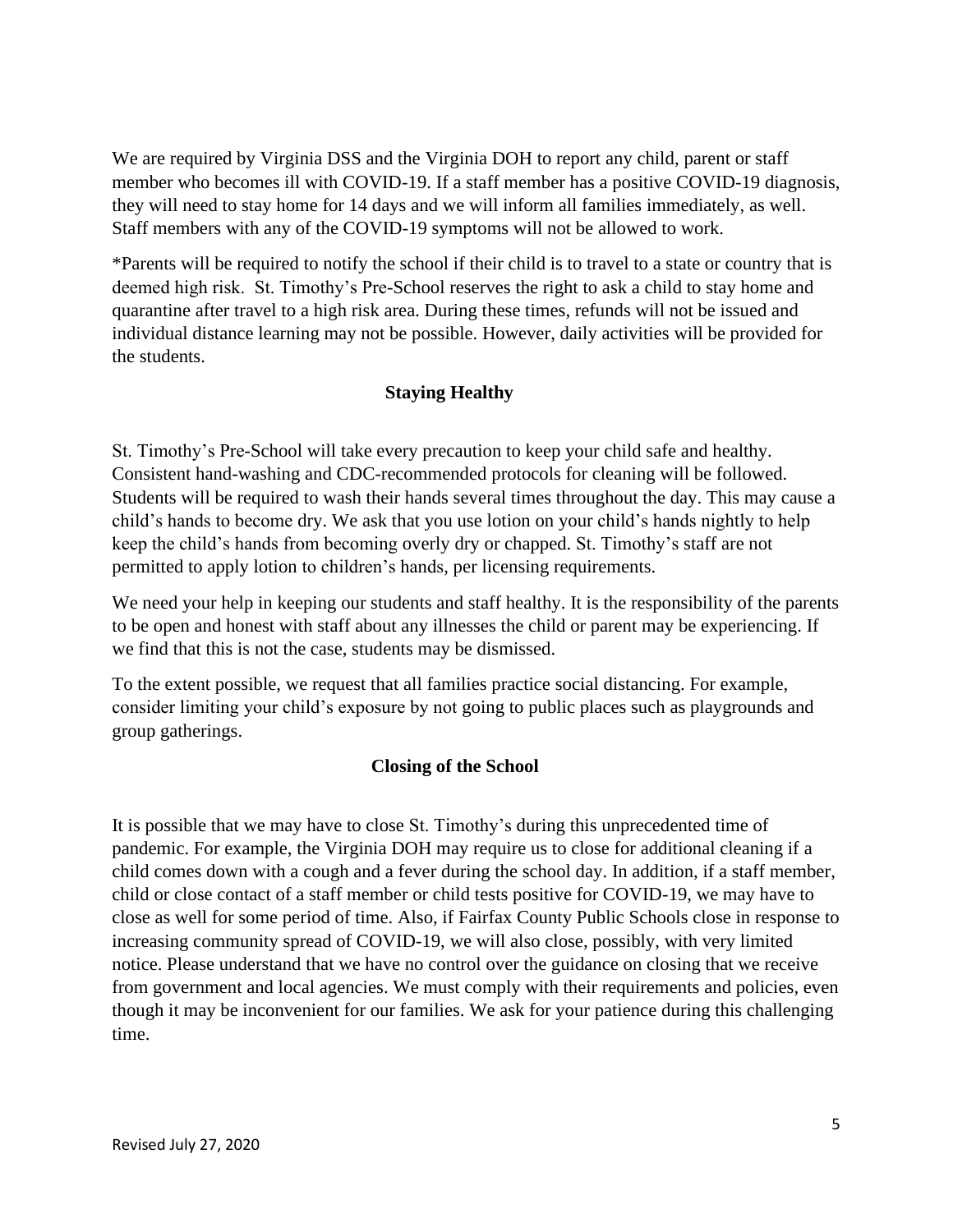We are required by Virginia DSS and the Virginia DOH to report any child, parent or staff member who becomes ill with COVID-19. If a staff member has a positive COVID-19 diagnosis, they will need to stay home for 14 days and we will inform all families immediately, as well. Staff members with any of the COVID-19 symptoms will not be allowed to work.

*Parents will be required to notify the school if their child is to travel to a state or country that is deemed high risk. St. Timothy's Pre-School reserves the right to ask a child to stay home and quarantine after travel to a high risk area. During these times, refunds will not be issued and individual distance learning may not be possible. However, daily activities will be provided for the students.

## Staying Healthy

St. Timothy's Pre-School will take every precaution to keep your child safe and healthy. Consistent hand-washing and CDC-recommended protocols for cleaning will be followed. Students will be required to wash their hands several times throughout the day. This may cause a child's hands to become dry. We ask that you use lotion on your child's hands nightly to help keep the child's hands from becoming overly dry or chapped. St. Timothy's staff are not permitted to apply lotion to children's hands, per licensing requirements.

We need your help in keeping our students and staff healthy. It is the responsibility of the parents to be open and honest with staff about any illnesses the child or parent may be experiencing. If we find that this is not the case, students may be dismissed.

To the extent possible, we request that all families practice social distancing. For example, consider limiting your child's exposure by not going to public places such as playgrounds and group gatherings.

## Closing of the School

It is possible that we may have to close St. Timothy's during this unprecedented time of pandemic. For example, the Virginia DOH may require us to close for additional cleaning if a child comes down with a cough and a fever during the school day. In addition, if a staff member, child or close contact of a staff member or child tests positive for COVID-19, we may have to close as well for some period of time. Also, if Fairfax County Public Schools close in response to increasing community spread of COVID-19, we will also close, possibly, with very limited notice. Please understand that we have no control over the guidance on closing that we receive from government and local agencies. We must comply with their requirements and policies, even though it may be inconvenient for our families. We ask for your patience during this challenging time.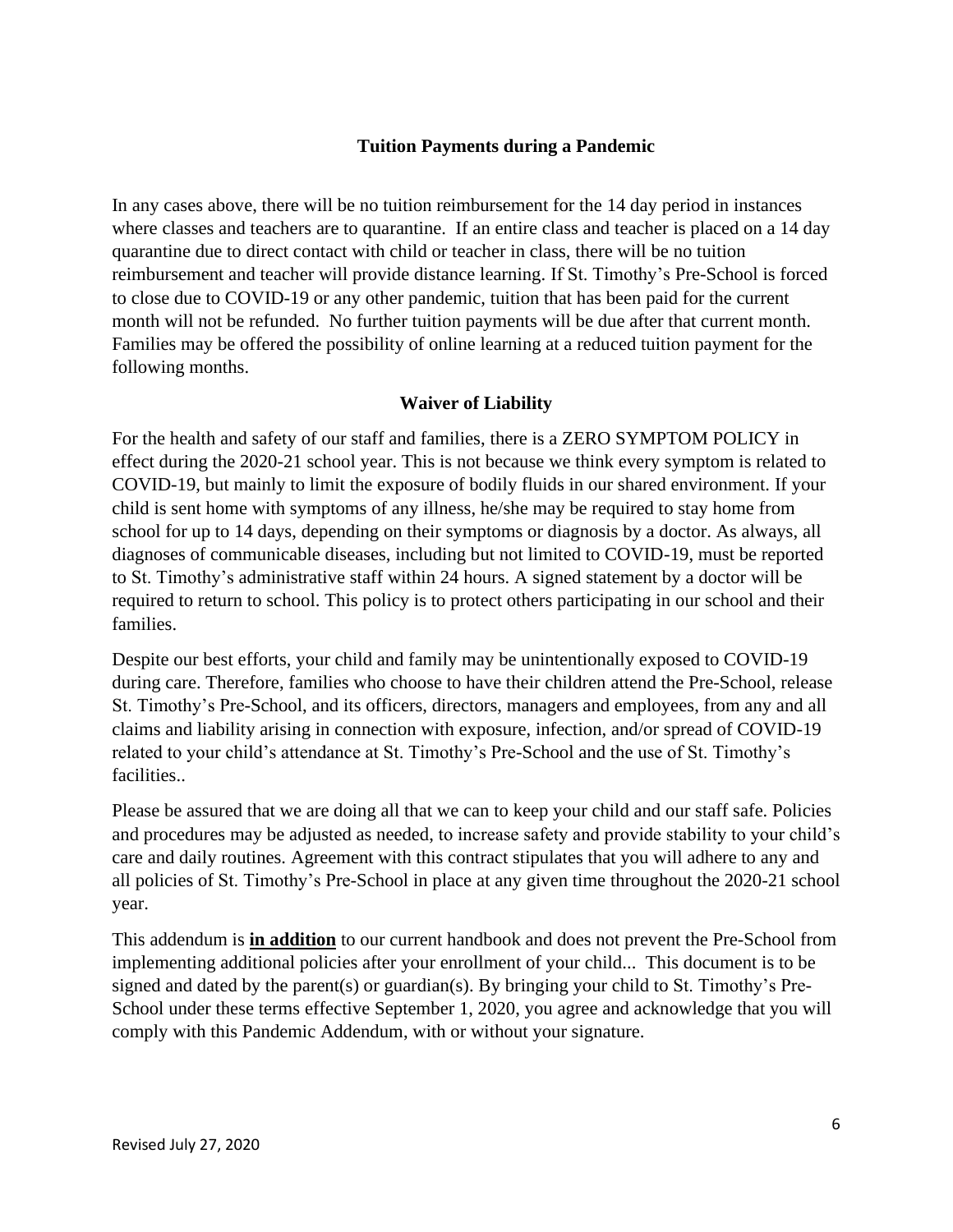## Tuition Payments during a Pandemic

In any cases above, there will be no tuition reimbursement for the 14 day period in instances where classes and teachers are to quarantine. If an entire class and teacher is placed on a 14 day quarantine due to direct contact with child or teacher in class, there will be no tuition reimbursement and teacher will provide distance learning. If St. Timothy's Pre-School is forced to close due to COVID-19 or any other pandemic, tuition that has been paid for the current month will not be refunded. No further tuition payments will be due after that current month. Families may be offered the possibility of online learning at a reduced tuition payment for the following months.

## Waiver of Liability

For the health and safety of our staff and families, there is a ZERO SYMPTOM POLICY in effect during the 2020-21 school year. This is not because we think every symptom is related to COVID-19, but mainly to limit the exposure of bodily fluids in our shared environment. If your child is sent home with symptoms of any illness, he/she may be required to stay home from school for up to 14 days, depending on their symptoms or diagnosis by a doctor. As always, all diagnoses of communicable diseases, including but not limited to COVID-19, must be reported to St. Timothy's administrative staff within 24 hours. A signed statement by a doctor will be required to return to school. This policy is to protect others participating in our school and their families.

Despite our best efforts, your child and family may be unintentionally exposed to COVID-19 during care. Therefore, families who choose to have their children attend the Pre-School, release St. Timothy's Pre-School, and its officers, directors, managers and employees, from any and all claims and liability arising in connection with exposure, infection, and/or spread of COVID-19 related to your child's attendance at St. Timothy's Pre-School and the use of St. Timothy's facilities..

Please be assured that we are doing all that we can to keep your child and our staff safe. Policies and procedures may be adjusted as needed, to increase safety and provide stability to your child's care and daily routines. Agreement with this contract stipulates that you will adhere to any and all policies of St. Timothy's Pre-School in place at any given time throughout the 2020-21 school year.

This addendum is **<u>in addition</u>** to our current handbook and does not prevent the Pre-School from implementing additional policies after your enrollment of your child... This document is to be signed and dated by the parent(s) or guardian(s). By bringing your child to St. Timothy's Pre-School under these terms effective September 1, 2020, you agree and acknowledge that you will comply with this Pandemic Addendum, with or without your signature.

Revised July 27, 2020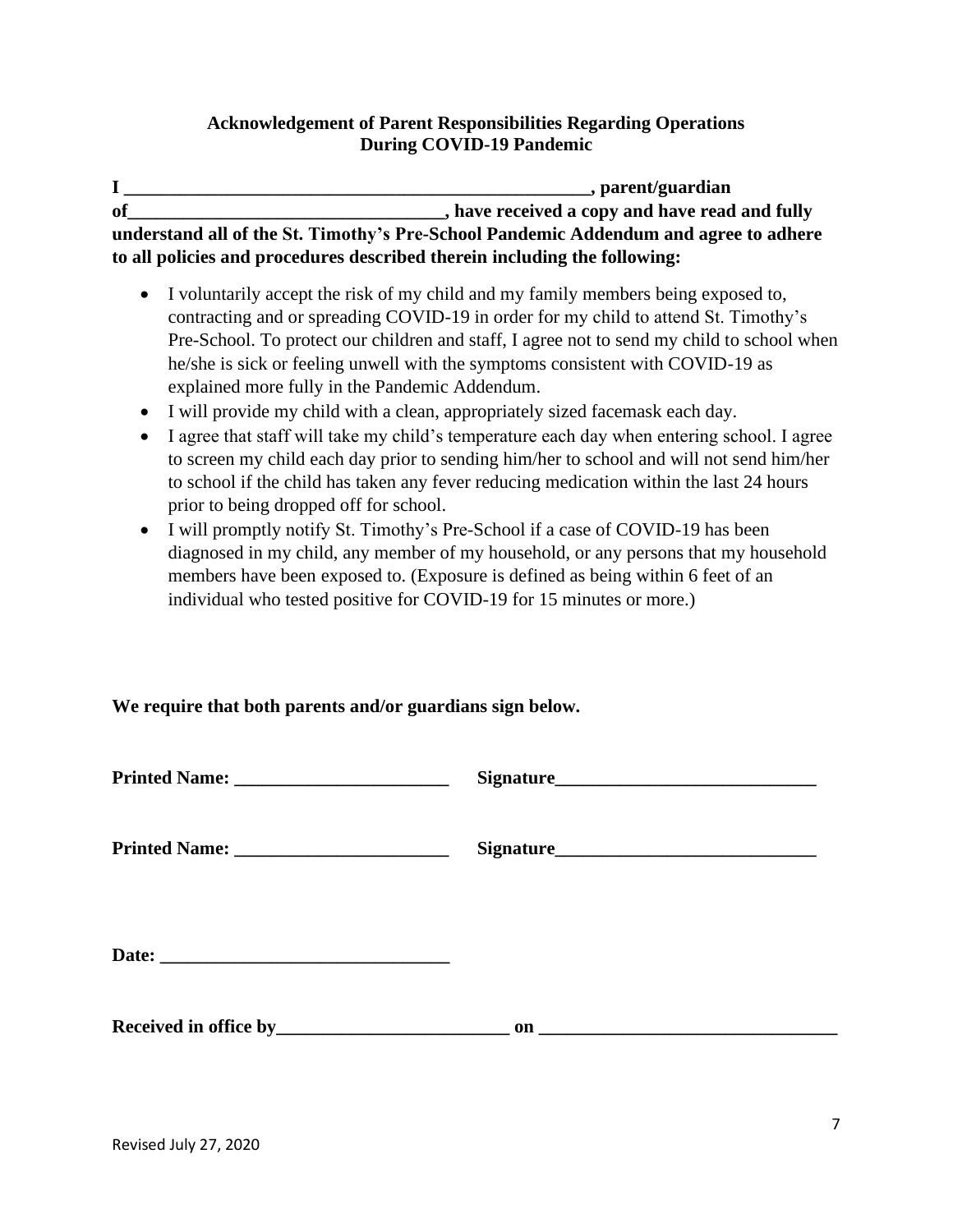**Acknowledgement of Parent Responsibilities Regarding Operations During COVID-19 Pandemic**

**I \_\_\_\_\_\_\_\_\_\_\_\_\_\_\_\_\_\_\_\_\_\_\_\_\_\_\_\_\_\_\_\_\_\_\_\_\_\_\_\_\_\_\_\_\_\_\_\_\_\_, parent/guardian of\_\_\_\_\_\_\_\_\_\_\_\_\_\_\_\_\_\_\_\_\_\_\_\_\_\_\_\_\_\_\_\_\_\_\_, have received a copy and have read and fully understand all of the St. Timothy's Pre-School Pandemic Addendum and agree to adhere to all policies and procedures described therein including the following:**

- I voluntarily accept the risk of my child and my family members being exposed to, contracting and or spreading COVID-19 in order for my child to attend St. Timothy's Pre-School. To protect our children and staff, I agree not to send my child to school when he/she is sick or feeling unwell with the symptoms consistent with COVID-19 as explained more fully in the Pandemic Addendum.
- I will provide my child with a clean, appropriately sized facemask each day.
- I agree that staff will take my child's temperature each day when entering school. I agree to screen my child each day prior to sending him/her to school and will not send him/her to school if the child has taken any fever reducing medication within the last 24 hours prior to being dropped off for school.
- I will promptly notify St. Timothy's Pre-School if a case of COVID-19 has been diagnosed in my child, any member of my household, or any persons that my household members have been exposed to. (Exposure is defined as being within 6 feet of an individual who tested positive for COVID-19 for 15 minutes or more.)

**We require that both parents and/or guardians sign below.**

**Printed Name: \_\_\_\_\_\_\_\_\_\_\_\_\_\_\_\_\_\_\_\_\_\_\_ Signature\_\_\_\_\_\_\_\_\_\_\_\_\_\_\_\_\_\_\_\_\_\_\_\_\_\_\_\_**

**Printed Name: \_\_\_\_\_\_\_\_\_\_\_\_\_\_\_\_\_\_\_\_\_\_\_ Signature\_\_\_\_\_\_\_\_\_\_\_\_\_\_\_\_\_\_\_\_\_\_\_\_\_\_\_\_**

**Date: \_\_\_\_\_\_\_\_\_\_\_\_\_\_\_\_\_\_\_\_\_\_\_\_\_\_\_\_\_\_\_**

**Received in office by\_\_\_\_\_\_\_\_\_\_\_\_\_\_\_\_\_\_\_\_\_\_\_\_\_ on \_\_\_\_\_\_\_\_\_\_\_\_\_\_\_\_\_\_\_\_\_\_\_\_\_\_\_\_\_\_\_\_**

Revised July 27, 2020